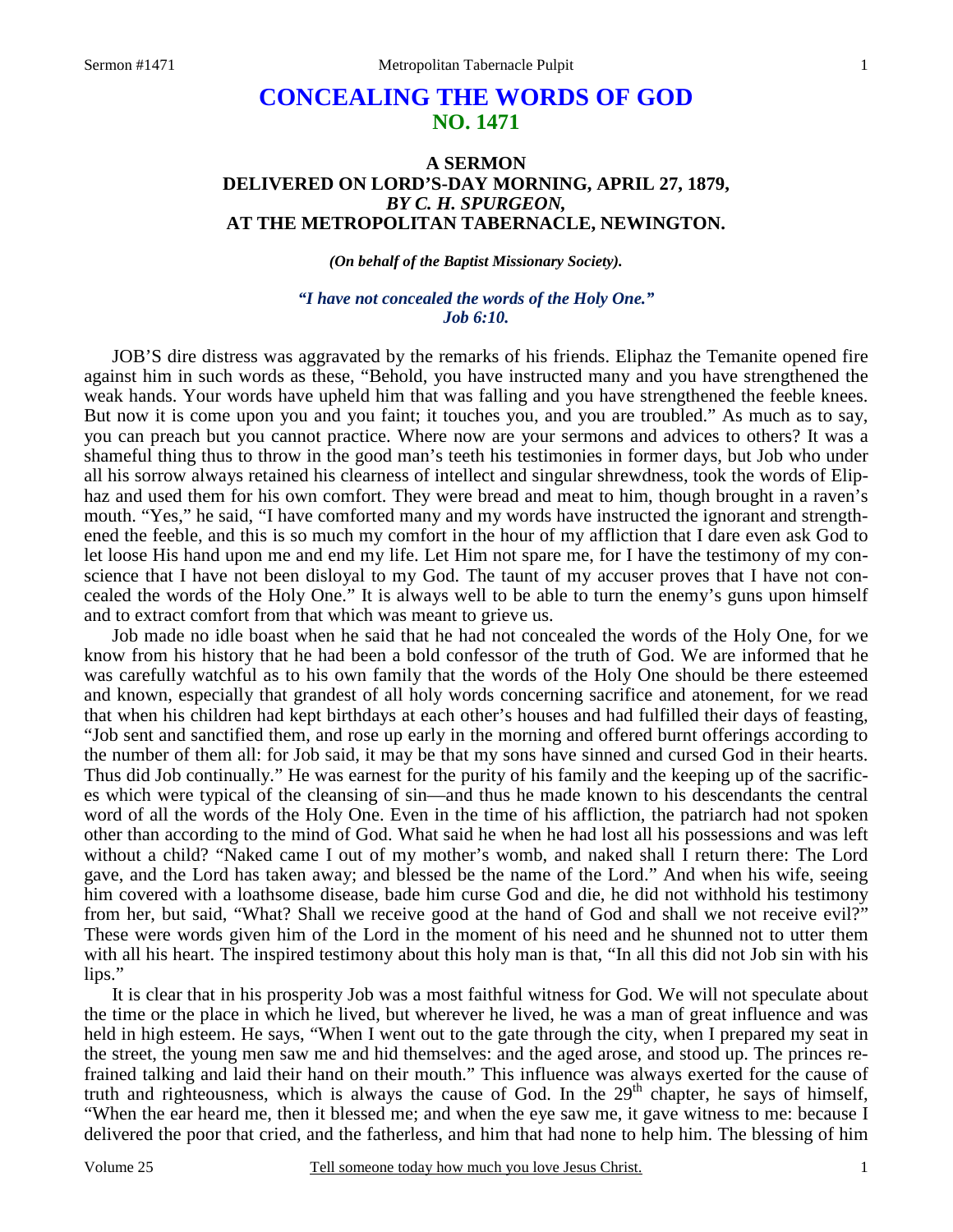# CONCEALING THE WORDS OF GOD
## NO. 1471

### A SERMON
### DELIVERED ON LORD'S-DAY MORNING, APRIL 27, 1879,
### *BY C. H. SPURGEON,*
### AT THE METROPOLITAN TABERNACLE, NEWINGTON.

***(On behalf of the Baptist Missionary Society).***

***"I have not concealed the words of the Holy One." Job 6:10.***

JOB'S dire distress was aggravated by the remarks of his friends. Eliphaz the Temanite opened fire against him in such words as these, "Behold, you have instructed many and you have strengthened the weak hands. Your words have upheld him that was falling and you have strengthened the feeble knees. But now it is come upon you and you faint; it touches you, and you are troubled." As much as to say, you can preach but you cannot practice. Where now are your sermons and advices to others? It was a shameful thing thus to throw in the good man's teeth his testimonies in former days, but Job who under all his sorrow always retained his clearness of intellect and singular shrewdness, took the words of Eliphaz and used them for his own comfort. They were bread and meat to him, though brought in a raven's mouth. "Yes," he said, "I have comforted many and my words have instructed the ignorant and strengthened the feeble, and this is so much my comfort in the hour of my affliction that I dare even ask God to let loose His hand upon me and end my life. Let Him not spare me, for I have the testimony of my conscience that I have not been disloyal to my God. The taunt of my accuser proves that I have not concealed the words of the Holy One." It is always well to be able to turn the enemy's guns upon himself and to extract comfort from that which was meant to grieve us.

Job made no idle boast when he said that he had not concealed the words of the Holy One, for we know from his history that he had been a bold confessor of the truth of God. We are informed that he was carefully watchful as to his own family that the words of the Holy One should be there esteemed and known, especially that grandest of all holy words concerning sacrifice and atonement, for we read that when his children had kept birthdays at each other's houses and had fulfilled their days of feasting, "Job sent and sanctified them, and rose up early in the morning and offered burnt offerings according to the number of them all: for Job said, it may be that my sons have sinned and cursed God in their hearts. Thus did Job continually." He was earnest for the purity of his family and the keeping up of the sacrifices which were typical of the cleansing of sin—and thus he made known to his descendants the central word of all the words of the Holy One. Even in the time of his affliction, the patriarch had not spoken other than according to the mind of God. What said he when he had lost all his possessions and was left without a child? "Naked came I out of my mother's womb, and naked shall I return there: The Lord gave, and the Lord has taken away; and blessed be the name of the Lord." And when his wife, seeing him covered with a loathsome disease, bade him curse God and die, he did not withhold his testimony from her, but said, "What? Shall we receive good at the hand of God and shall we not receive evil?" These were words given him of the Lord in the moment of his need and he shunned not to utter them with all his heart. The inspired testimony about this holy man is that, "In all this did not Job sin with his lips."

It is clear that in his prosperity Job was a most faithful witness for God. We will not speculate about the time or the place in which he lived, but wherever he lived, he was a man of great influence and was held in high esteem. He says, "When I went out to the gate through the city, when I prepared my seat in the street, the young men saw me and hid themselves: and the aged arose, and stood up. The princes refrained talking and laid their hand on their mouth." This influence was always exerted for the cause of truth and righteousness, which is always the cause of God. In the 29th chapter, he says of himself, "When the ear heard me, then it blessed me; and when the eye saw me, it gave witness to me: because I delivered the poor that cried, and the fatherless, and him that had none to help him. The blessing of him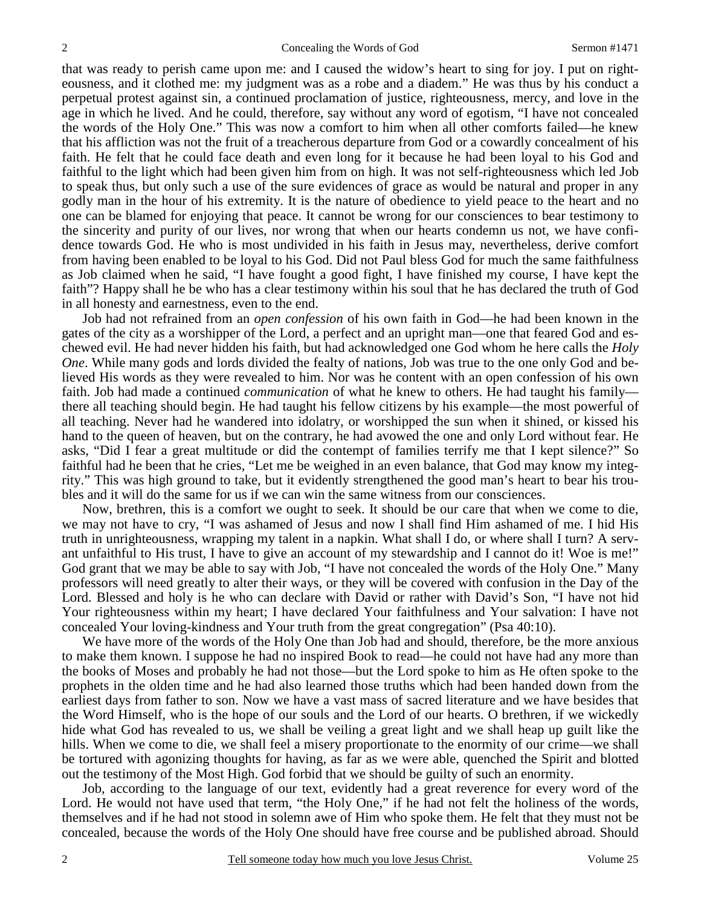that was ready to perish came upon me: and I caused the widow's heart to sing for joy. I put on righteousness, and it clothed me: my judgment was as a robe and a diadem." He was thus by his conduct a perpetual protest against sin, a continued proclamation of justice, righteousness, mercy, and love in the age in which he lived. And he could, therefore, say without any word of egotism, "I have not concealed the words of the Holy One." This was now a comfort to him when all other comforts failed—he knew that his affliction was not the fruit of a treacherous departure from God or a cowardly concealment of his faith. He felt that he could face death and even long for it because he had been loyal to his God and faithful to the light which had been given him from on high. It was not self-righteousness which led Job to speak thus, but only such a use of the sure evidences of grace as would be natural and proper in any godly man in the hour of his extremity. It is the nature of obedience to yield peace to the heart and no one can be blamed for enjoying that peace. It cannot be wrong for our consciences to bear testimony to the sincerity and purity of our lives, nor wrong that when our hearts condemn us not, we have confidence towards God. He who is most undivided in his faith in Jesus may, nevertheless, derive comfort from having been enabled to be loyal to his God. Did not Paul bless God for much the same faithfulness as Job claimed when he said, "I have fought a good fight, I have finished my course, I have kept the faith"? Happy shall he be who has a clear testimony within his soul that he has declared the truth of God in all honesty and earnestness, even to the end.

Job had not refrained from an *open confession* of his own faith in God—he had been known in the gates of the city as a worshipper of the Lord, a perfect and an upright man—one that feared God and eschewed evil. He had never hidden his faith, but had acknowledged one God whom he here calls the *Holy One*. While many gods and lords divided the fealty of nations, Job was true to the one only God and believed His words as they were revealed to him. Nor was he content with an open confession of his own faith. Job had made a continued *communication* of what he knew to others. He had taught his family—there all teaching should begin. He had taught his fellow citizens by his example—the most powerful of all teaching. Never had he wandered into idolatry, or worshipped the sun when it shined, or kissed his hand to the queen of heaven, but on the contrary, he had avowed the one and only Lord without fear. He asks, "Did I fear a great multitude or did the contempt of families terrify me that I kept silence?" So faithful had he been that he cries, "Let me be weighed in an even balance, that God may know my integrity." This was high ground to take, but it evidently strengthened the good man's heart to bear his troubles and it will do the same for us if we can win the same witness from our consciences.

Now, brethren, this is a comfort we ought to seek. It should be our care that when we come to die, we may not have to cry, "I was ashamed of Jesus and now I shall find Him ashamed of me. I hid His truth in unrighteousness, wrapping my talent in a napkin. What shall I do, or where shall I turn? A servant unfaithful to His trust, I have to give an account of my stewardship and I cannot do it! Woe is me!" God grant that we may be able to say with Job, "I have not concealed the words of the Holy One." Many professors will need greatly to alter their ways, or they will be covered with confusion in the Day of the Lord. Blessed and holy is he who can declare with David or rather with David's Son, "I have not hid Your righteousness within my heart; I have declared Your faithfulness and Your salvation: I have not concealed Your loving-kindness and Your truth from the great congregation" (Psa 40:10).

We have more of the words of the Holy One than Job had and should, therefore, be the more anxious to make them known. I suppose he had no inspired Book to read—he could not have had any more than the books of Moses and probably he had not those—but the Lord spoke to him as He often spoke to the prophets in the olden time and he had also learned those truths which had been handed down from the earliest days from father to son. Now we have a vast mass of sacred literature and we have besides that the Word Himself, who is the hope of our souls and the Lord of our hearts. O brethren, if we wickedly hide what God has revealed to us, we shall be veiling a great light and we shall heap up guilt like the hills. When we come to die, we shall feel a misery proportionate to the enormity of our crime—we shall be tortured with agonizing thoughts for having, as far as we were able, quenched the Spirit and blotted out the testimony of the Most High. God forbid that we should be guilty of such an enormity.

Job, according to the language of our text, evidently had a great reverence for every word of the Lord. He would not have used that term, "the Holy One," if he had not felt the holiness of the words, themselves and if he had not stood in solemn awe of Him who spoke them. He felt that they must not be concealed, because the words of the Holy One should have free course and be published abroad. Should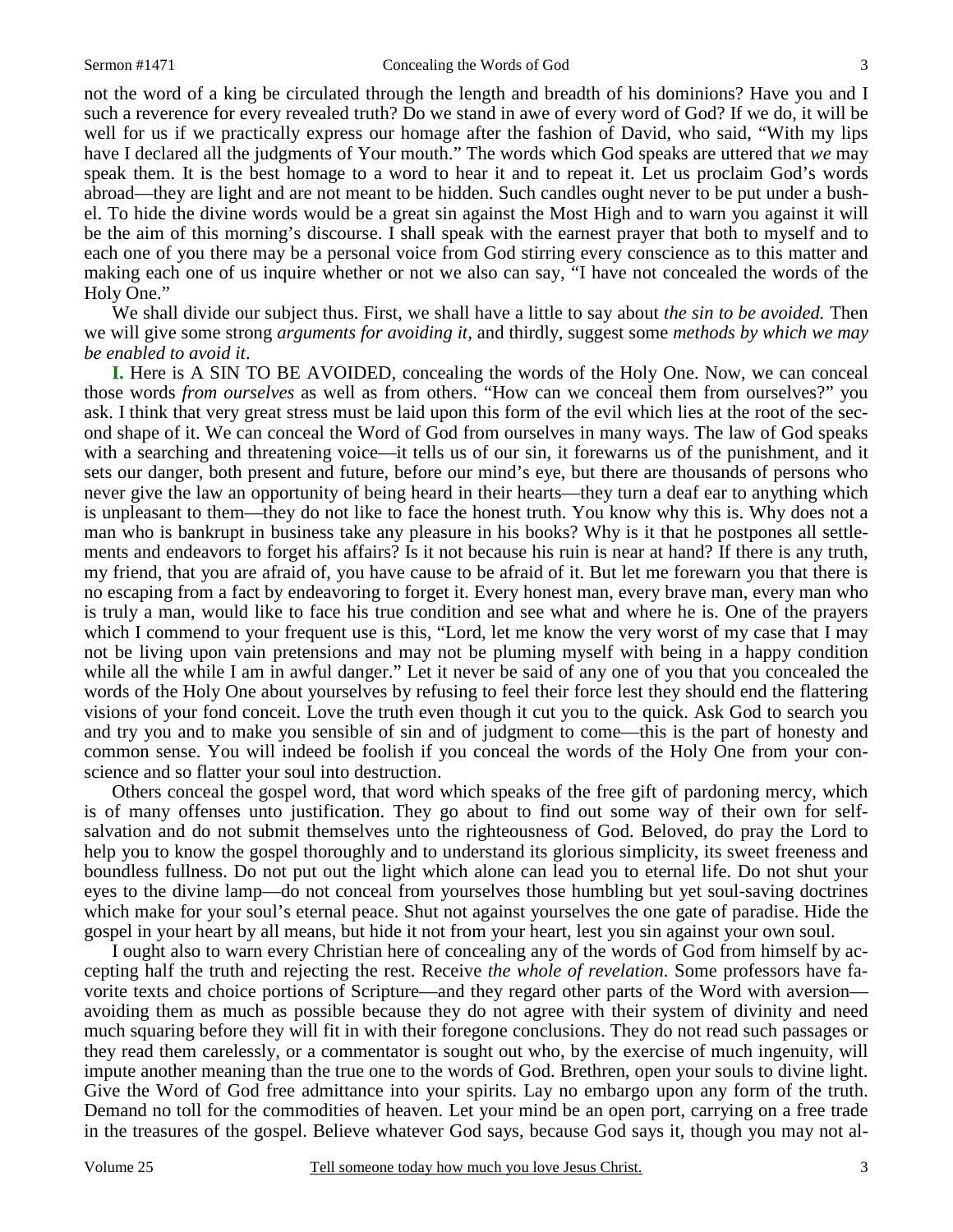not the word of a king be circulated through the length and breadth of his dominions? Have you and I such a reverence for every revealed truth? Do we stand in awe of every word of God? If we do, it will be well for us if we practically express our homage after the fashion of David, who said, "With my lips have I declared all the judgments of Your mouth." The words which God speaks are uttered that *we* may speak them. It is the best homage to a word to hear it and to repeat it. Let us proclaim God's words abroad—they are light and are not meant to be hidden. Such candles ought never to be put under a bushel. To hide the divine words would be a great sin against the Most High and to warn you against it will be the aim of this morning's discourse. I shall speak with the earnest prayer that both to myself and to each one of you there may be a personal voice from God stirring every conscience as to this matter and making each one of us inquire whether or not we also can say, "I have not concealed the words of the Holy One."

We shall divide our subject thus. First, we shall have a little to say about *the sin to be avoided.* Then we will give some strong *arguments for avoiding it,* and thirdly, suggest some *methods by which we may be enabled to avoid it*.

**I.** Here is A SIN TO BE AVOIDED, concealing the words of the Holy One. Now, we can conceal those words *from ourselves* as well as from others. "How can we conceal them from ourselves?" you ask. I think that very great stress must be laid upon this form of the evil which lies at the root of the second shape of it. We can conceal the Word of God from ourselves in many ways. The law of God speaks with a searching and threatening voice—it tells us of our sin, it forewarns us of the punishment, and it sets our danger, both present and future, before our mind's eye, but there are thousands of persons who never give the law an opportunity of being heard in their hearts—they turn a deaf ear to anything which is unpleasant to them—they do not like to face the honest truth. You know why this is. Why does not a man who is bankrupt in business take any pleasure in his books? Why is it that he postpones all settlements and endeavors to forget his affairs? Is it not because his ruin is near at hand? If there is any truth, my friend, that you are afraid of, you have cause to be afraid of it. But let me forewarn you that there is no escaping from a fact by endeavoring to forget it. Every honest man, every brave man, every man who is truly a man, would like to face his true condition and see what and where he is. One of the prayers which I commend to your frequent use is this, "Lord, let me know the very worst of my case that I may not be living upon vain pretensions and may not be pluming myself with being in a happy condition while all the while I am in awful danger." Let it never be said of any one of you that you concealed the words of the Holy One about yourselves by refusing to feel their force lest they should end the flattering visions of your fond conceit. Love the truth even though it cut you to the quick. Ask God to search you and try you and to make you sensible of sin and of judgment to come—this is the part of honesty and common sense. You will indeed be foolish if you conceal the words of the Holy One from your conscience and so flatter your soul into destruction.

Others conceal the gospel word, that word which speaks of the free gift of pardoning mercy, which is of many offenses unto justification. They go about to find out some way of their own for self-salvation and do not submit themselves unto the righteousness of God. Beloved, do pray the Lord to help you to know the gospel thoroughly and to understand its glorious simplicity, its sweet freeness and boundless fullness. Do not put out the light which alone can lead you to eternal life. Do not shut your eyes to the divine lamp—do not conceal from yourselves those humbling but yet soul-saving doctrines which make for your soul's eternal peace. Shut not against yourselves the one gate of paradise. Hide the gospel in your heart by all means, but hide it not from your heart, lest you sin against your own soul.

I ought also to warn every Christian here of concealing any of the words of God from himself by accepting half the truth and rejecting the rest. Receive *the whole of revelation*. Some professors have favorite texts and choice portions of Scripture—and they regard other parts of the Word with aversion—avoiding them as much as possible because they do not agree with their system of divinity and need much squaring before they will fit in with their foregone conclusions. They do not read such passages or they read them carelessly, or a commentator is sought out who, by the exercise of much ingenuity, will impute another meaning than the true one to the words of God. Brethren, open your souls to divine light. Give the Word of God free admittance into your spirits. Lay no embargo upon any form of the truth. Demand no toll for the commodities of heaven. Let your mind be an open port, carrying on a free trade in the treasures of the gospel. Believe whatever God says, because God says it, though you may not al-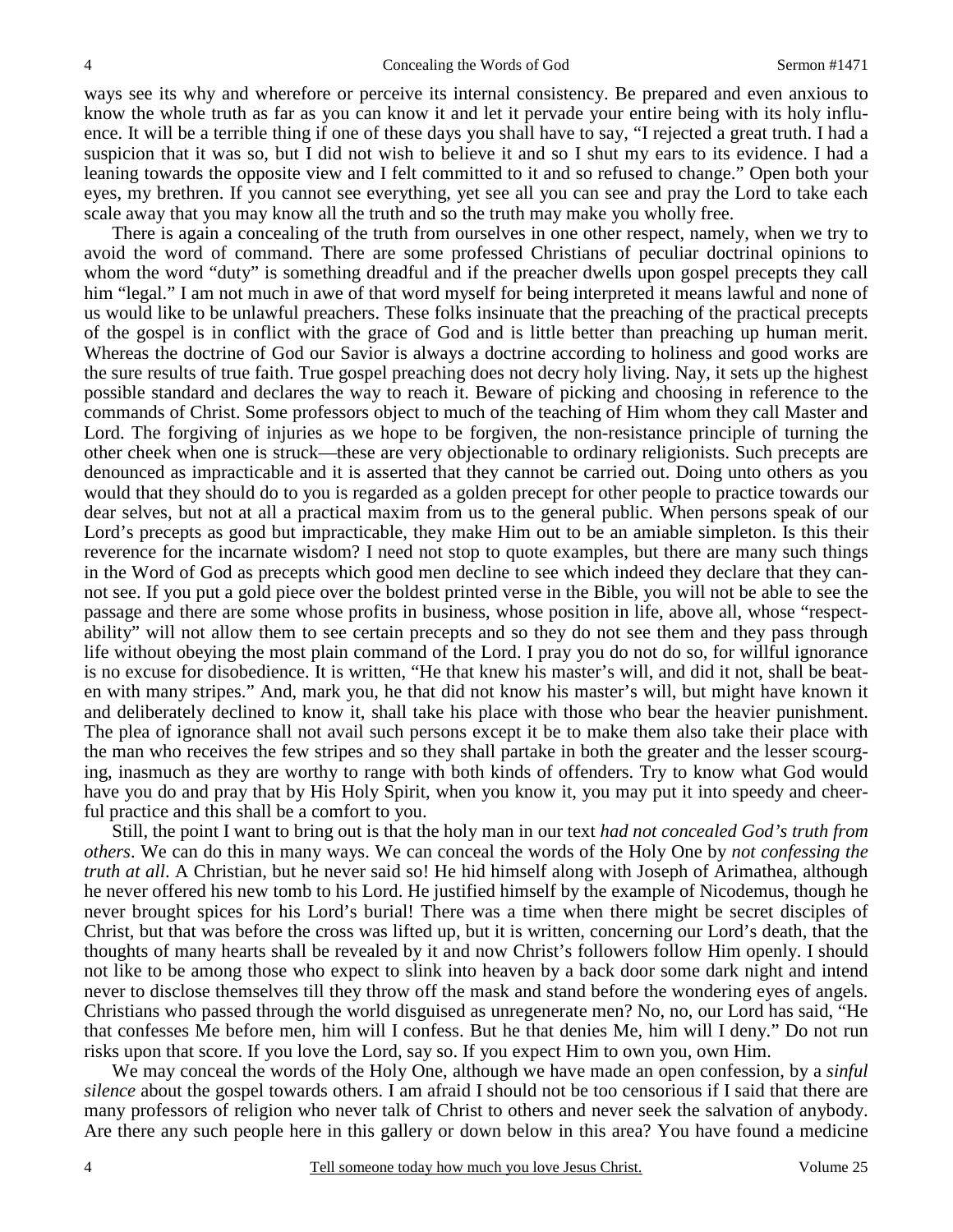ways see its why and wherefore or perceive its internal consistency. Be prepared and even anxious to know the whole truth as far as you can know it and let it pervade your entire being with its holy influence. It will be a terrible thing if one of these days you shall have to say, "I rejected a great truth. I had a suspicion that it was so, but I did not wish to believe it and so I shut my ears to its evidence. I had a leaning towards the opposite view and I felt committed to it and so refused to change." Open both your eyes, my brethren. If you cannot see everything, yet see all you can see and pray the Lord to take each scale away that you may know all the truth and so the truth may make you wholly free.

There is again a concealing of the truth from ourselves in one other respect, namely, when we try to avoid the word of command. There are some professed Christians of peculiar doctrinal opinions to whom the word "duty" is something dreadful and if the preacher dwells upon gospel precepts they call him "legal." I am not much in awe of that word myself for being interpreted it means lawful and none of us would like to be unlawful preachers. These folks insinuate that the preaching of the practical precepts of the gospel is in conflict with the grace of God and is little better than preaching up human merit. Whereas the doctrine of God our Savior is always a doctrine according to holiness and good works are the sure results of true faith. True gospel preaching does not decry holy living. Nay, it sets up the highest possible standard and declares the way to reach it. Beware of picking and choosing in reference to the commands of Christ. Some professors object to much of the teaching of Him whom they call Master and Lord. The forgiving of injuries as we hope to be forgiven, the non-resistance principle of turning the other cheek when one is struck—these are very objectionable to ordinary religionists. Such precepts are denounced as impracticable and it is asserted that they cannot be carried out. Doing unto others as you would that they should do to you is regarded as a golden precept for other people to practice towards our dear selves, but not at all a practical maxim from us to the general public. When persons speak of our Lord's precepts as good but impracticable, they make Him out to be an amiable simpleton. Is this their reverence for the incarnate wisdom? I need not stop to quote examples, but there are many such things in the Word of God as precepts which good men decline to see which indeed they declare that they cannot see. If you put a gold piece over the boldest printed verse in the Bible, you will not be able to see the passage and there are some whose profits in business, whose position in life, above all, whose "respectability" will not allow them to see certain precepts and so they do not see them and they pass through life without obeying the most plain command of the Lord. I pray you do not do so, for willful ignorance is no excuse for disobedience. It is written, "He that knew his master's will, and did it not, shall be beaten with many stripes." And, mark you, he that did not know his master's will, but might have known it and deliberately declined to know it, shall take his place with those who bear the heavier punishment. The plea of ignorance shall not avail such persons except it be to make them also take their place with the man who receives the few stripes and so they shall partake in both the greater and the lesser scourging, inasmuch as they are worthy to range with both kinds of offenders. Try to know what God would have you do and pray that by His Holy Spirit, when you know it, you may put it into speedy and cheerful practice and this shall be a comfort to you.

Still, the point I want to bring out is that the holy man in our text *had not concealed God's truth from others*. We can do this in many ways. We can conceal the words of the Holy One by *not confessing the truth at all*. A Christian, but he never said so! He hid himself along with Joseph of Arimathea, although he never offered his new tomb to his Lord. He justified himself by the example of Nicodemus, though he never brought spices for his Lord's burial! There was a time when there might be secret disciples of Christ, but that was before the cross was lifted up, but it is written, concerning our Lord's death, that the thoughts of many hearts shall be revealed by it and now Christ's followers follow Him openly. I should not like to be among those who expect to slink into heaven by a back door some dark night and intend never to disclose themselves till they throw off the mask and stand before the wondering eyes of angels. Christians who passed through the world disguised as unregenerate men? No, no, our Lord has said, "He that confesses Me before men, him will I confess. But he that denies Me, him will I deny." Do not run risks upon that score. If you love the Lord, say so. If you expect Him to own you, own Him.

We may conceal the words of the Holy One, although we have made an open confession, by a *sinful silence* about the gospel towards others. I am afraid I should not be too censorious if I said that there are many professors of religion who never talk of Christ to others and never seek the salvation of anybody. Are there any such people here in this gallery or down below in this area? You have found a medicine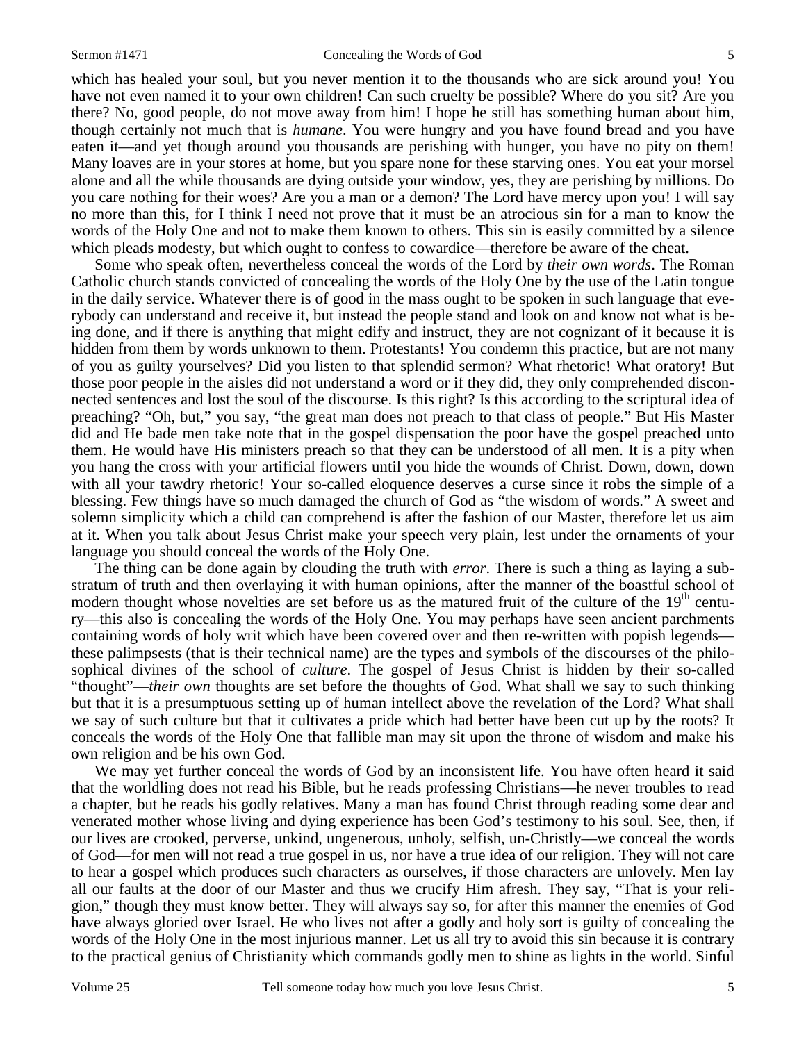which has healed your soul, but you never mention it to the thousands who are sick around you! You have not even named it to your own children! Can such cruelty be possible? Where do you sit? Are you there? No, good people, do not move away from him! I hope he still has something human about him, though certainly not much that is *humane*. You were hungry and you have found bread and you have eaten it—and yet though around you thousands are perishing with hunger, you have no pity on them! Many loaves are in your stores at home, but you spare none for these starving ones. You eat your morsel alone and all the while thousands are dying outside your window, yes, they are perishing by millions. Do you care nothing for their woes? Are you a man or a demon? The Lord have mercy upon you! I will say no more than this, for I think I need not prove that it must be an atrocious sin for a man to know the words of the Holy One and not to make them known to others. This sin is easily committed by a silence which pleads modesty, but which ought to confess to cowardice—therefore be aware of the cheat.

Some who speak often, nevertheless conceal the words of the Lord by *their own words*. The Roman Catholic church stands convicted of concealing the words of the Holy One by the use of the Latin tongue in the daily service. Whatever there is of good in the mass ought to be spoken in such language that everybody can understand and receive it, but instead the people stand and look on and know not what is being done, and if there is anything that might edify and instruct, they are not cognizant of it because it is hidden from them by words unknown to them. Protestants! You condemn this practice, but are not many of you as guilty yourselves? Did you listen to that splendid sermon? What rhetoric! What oratory! But those poor people in the aisles did not understand a word or if they did, they only comprehended disconnected sentences and lost the soul of the discourse. Is this right? Is this according to the scriptural idea of preaching? "Oh, but," you say, "the great man does not preach to that class of people." But His Master did and He bade men take note that in the gospel dispensation the poor have the gospel preached unto them. He would have His ministers preach so that they can be understood of all men. It is a pity when you hang the cross with your artificial flowers until you hide the wounds of Christ. Down, down, down with all your tawdry rhetoric! Your so-called eloquence deserves a curse since it robs the simple of a blessing. Few things have so much damaged the church of God as "the wisdom of words." A sweet and solemn simplicity which a child can comprehend is after the fashion of our Master, therefore let us aim at it. When you talk about Jesus Christ make your speech very plain, lest under the ornaments of your language you should conceal the words of the Holy One.

The thing can be done again by clouding the truth with *error*. There is such a thing as laying a substratum of truth and then overlaying it with human opinions, after the manner of the boastful school of modern thought whose novelties are set before us as the matured fruit of the culture of the 19th century—this also is concealing the words of the Holy One. You may perhaps have seen ancient parchments containing words of holy writ which have been covered over and then re-written with popish legends—these palimpsests (that is their technical name) are the types and symbols of the discourses of the philosophical divines of the school of *culture*. The gospel of Jesus Christ is hidden by their so-called "thought"—*their own* thoughts are set before the thoughts of God. What shall we say to such thinking but that it is a presumptuous setting up of human intellect above the revelation of the Lord? What shall we say of such culture but that it cultivates a pride which had better have been cut up by the roots? It conceals the words of the Holy One that fallible man may sit upon the throne of wisdom and make his own religion and be his own God.

We may yet further conceal the words of God by an inconsistent life. You have often heard it said that the worldling does not read his Bible, but he reads professing Christians—he never troubles to read a chapter, but he reads his godly relatives. Many a man has found Christ through reading some dear and venerated mother whose living and dying experience has been God's testimony to his soul. See, then, if our lives are crooked, perverse, unkind, ungenerous, unholy, selfish, un-Christly—we conceal the words of God—for men will not read a true gospel in us, nor have a true idea of our religion. They will not care to hear a gospel which produces such characters as ourselves, if those characters are unlovely. Men lay all our faults at the door of our Master and thus we crucify Him afresh. They say, "That is your religion," though they must know better. They will always say so, for after this manner the enemies of God have always gloried over Israel. He who lives not after a godly and holy sort is guilty of concealing the words of the Holy One in the most injurious manner. Let us all try to avoid this sin because it is contrary to the practical genius of Christianity which commands godly men to shine as lights in the world. Sinful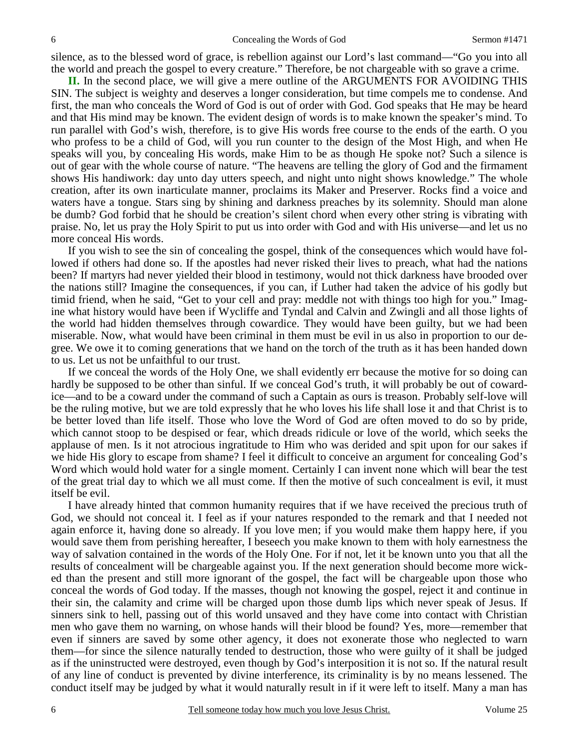silence, as to the blessed word of grace, is rebellion against our Lord's last command—"Go you into all the world and preach the gospel to every creature." Therefore, be not chargeable with so grave a crime.

**II.** In the second place, we will give a mere outline of the ARGUMENTS FOR AVOIDING THIS SIN. The subject is weighty and deserves a longer consideration, but time compels me to condense. And first, the man who conceals the Word of God is out of order with God. God speaks that He may be heard and that His mind may be known. The evident design of words is to make known the speaker's mind. To run parallel with God's wish, therefore, is to give His words free course to the ends of the earth. O you who profess to be a child of God, will you run counter to the design of the Most High, and when He speaks will you, by concealing His words, make Him to be as though He spoke not? Such a silence is out of gear with the whole course of nature. "The heavens are telling the glory of God and the firmament shows His handiwork: day unto day utters speech, and night unto night shows knowledge." The whole creation, after its own inarticulate manner, proclaims its Maker and Preserver. Rocks find a voice and waters have a tongue. Stars sing by shining and darkness preaches by its solemnity. Should man alone be dumb? God forbid that he should be creation's silent chord when every other string is vibrating with praise. No, let us pray the Holy Spirit to put us into order with God and with His universe—and let us no more conceal His words.

If you wish to see the sin of concealing the gospel, think of the consequences which would have followed if others had done so. If the apostles had never risked their lives to preach, what had the nations been? If martyrs had never yielded their blood in testimony, would not thick darkness have brooded over the nations still? Imagine the consequences, if you can, if Luther had taken the advice of his godly but timid friend, when he said, "Get to your cell and pray: meddle not with things too high for you." Imagine what history would have been if Wycliffe and Tyndal and Calvin and Zwingli and all those lights of the world had hidden themselves through cowardice. They would have been guilty, but we had been miserable. Now, what would have been criminal in them must be evil in us also in proportion to our degree. We owe it to coming generations that we hand on the torch of the truth as it has been handed down to us. Let us not be unfaithful to our trust.

If we conceal the words of the Holy One, we shall evidently err because the motive for so doing can hardly be supposed to be other than sinful. If we conceal God's truth, it will probably be out of cowardice—and to be a coward under the command of such a Captain as ours is treason. Probably self-love will be the ruling motive, but we are told expressly that he who loves his life shall lose it and that Christ is to be better loved than life itself. Those who love the Word of God are often moved to do so by pride, which cannot stoop to be despised or fear, which dreads ridicule or love of the world, which seeks the applause of men. Is it not atrocious ingratitude to Him who was derided and spit upon for our sakes if we hide His glory to escape from shame? I feel it difficult to conceive an argument for concealing God's Word which would hold water for a single moment. Certainly I can invent none which will bear the test of the great trial day to which we all must come. If then the motive of such concealment is evil, it must itself be evil.

I have already hinted that common humanity requires that if we have received the precious truth of God, we should not conceal it. I feel as if your natures responded to the remark and that I needed not again enforce it, having done so already. If you love men; if you would make them happy here, if you would save them from perishing hereafter, I beseech you make known to them with holy earnestness the way of salvation contained in the words of the Holy One. For if not, let it be known unto you that all the results of concealment will be chargeable against you. If the next generation should become more wicked than the present and still more ignorant of the gospel, the fact will be chargeable upon those who conceal the words of God today. If the masses, though not knowing the gospel, reject it and continue in their sin, the calamity and crime will be charged upon those dumb lips which never speak of Jesus. If sinners sink to hell, passing out of this world unsaved and they have come into contact with Christian men who gave them no warning, on whose hands will their blood be found? Yes, more—remember that even if sinners are saved by some other agency, it does not exonerate those who neglected to warn them—for since the silence naturally tended to destruction, those who were guilty of it shall be judged as if the uninstructed were destroyed, even though by God's interposition it is not so. If the natural result of any line of conduct is prevented by divine interference, its criminality is by no means lessened. The conduct itself may be judged by what it would naturally result in if it were left to itself. Many a man has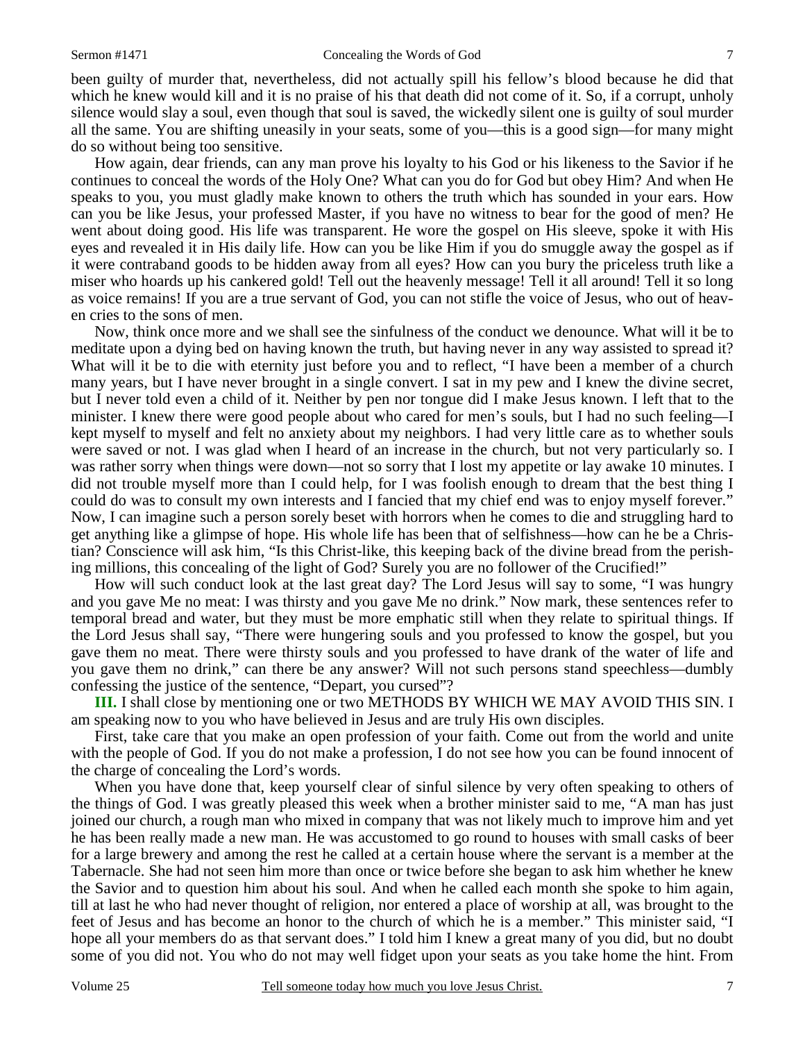been guilty of murder that, nevertheless, did not actually spill his fellow's blood because he did that which he knew would kill and it is no praise of his that death did not come of it. So, if a corrupt, unholy silence would slay a soul, even though that soul is saved, the wickedly silent one is guilty of soul murder all the same. You are shifting uneasily in your seats, some of you—this is a good sign—for many might do so without being too sensitive.

How again, dear friends, can any man prove his loyalty to his God or his likeness to the Savior if he continues to conceal the words of the Holy One? What can you do for God but obey Him? And when He speaks to you, you must gladly make known to others the truth which has sounded in your ears. How can you be like Jesus, your professed Master, if you have no witness to bear for the good of men? He went about doing good. His life was transparent. He wore the gospel on His sleeve, spoke it with His eyes and revealed it in His daily life. How can you be like Him if you do smuggle away the gospel as if it were contraband goods to be hidden away from all eyes? How can you bury the priceless truth like a miser who hoards up his cankered gold! Tell out the heavenly message! Tell it all around! Tell it so long as voice remains! If you are a true servant of God, you can not stifle the voice of Jesus, who out of heaven cries to the sons of men.

Now, think once more and we shall see the sinfulness of the conduct we denounce. What will it be to meditate upon a dying bed on having known the truth, but having never in any way assisted to spread it? What will it be to die with eternity just before you and to reflect, "I have been a member of a church many years, but I have never brought in a single convert. I sat in my pew and I knew the divine secret, but I never told even a child of it. Neither by pen nor tongue did I make Jesus known. I left that to the minister. I knew there were good people about who cared for men's souls, but I had no such feeling—I kept myself to myself and felt no anxiety about my neighbors. I had very little care as to whether souls were saved or not. I was glad when I heard of an increase in the church, but not very particularly so. I was rather sorry when things were down—not so sorry that I lost my appetite or lay awake 10 minutes. I did not trouble myself more than I could help, for I was foolish enough to dream that the best thing I could do was to consult my own interests and I fancied that my chief end was to enjoy myself forever." Now, I can imagine such a person sorely beset with horrors when he comes to die and struggling hard to get anything like a glimpse of hope. His whole life has been that of selfishness—how can he be a Christian? Conscience will ask him, "Is this Christ-like, this keeping back of the divine bread from the perishing millions, this concealing of the light of God? Surely you are no follower of the Crucified!"

How will such conduct look at the last great day? The Lord Jesus will say to some, "I was hungry and you gave Me no meat: I was thirsty and you gave Me no drink." Now mark, these sentences refer to temporal bread and water, but they must be more emphatic still when they relate to spiritual things. If the Lord Jesus shall say, "There were hungering souls and you professed to know the gospel, but you gave them no meat. There were thirsty souls and you professed to have drank of the water of life and you gave them no drink," can there be any answer? Will not such persons stand speechless—dumbly confessing the justice of the sentence, "Depart, you cursed"?

**III.** I shall close by mentioning one or two METHODS BY WHICH WE MAY AVOID THIS SIN. I am speaking now to you who have believed in Jesus and are truly His own disciples.

First, take care that you make an open profession of your faith. Come out from the world and unite with the people of God. If you do not make a profession, I do not see how you can be found innocent of the charge of concealing the Lord's words.

When you have done that, keep yourself clear of sinful silence by very often speaking to others of the things of God. I was greatly pleased this week when a brother minister said to me, "A man has just joined our church, a rough man who mixed in company that was not likely much to improve him and yet he has been really made a new man. He was accustomed to go round to houses with small casks of beer for a large brewery and among the rest he called at a certain house where the servant is a member at the Tabernacle. She had not seen him more than once or twice before she began to ask him whether he knew the Savior and to question him about his soul. And when he called each month she spoke to him again, till at last he who had never thought of religion, nor entered a place of worship at all, was brought to the feet of Jesus and has become an honor to the church of which he is a member." This minister said, "I hope all your members do as that servant does." I told him I knew a great many of you did, but no doubt some of you did not. You who do not may well fidget upon your seats as you take home the hint. From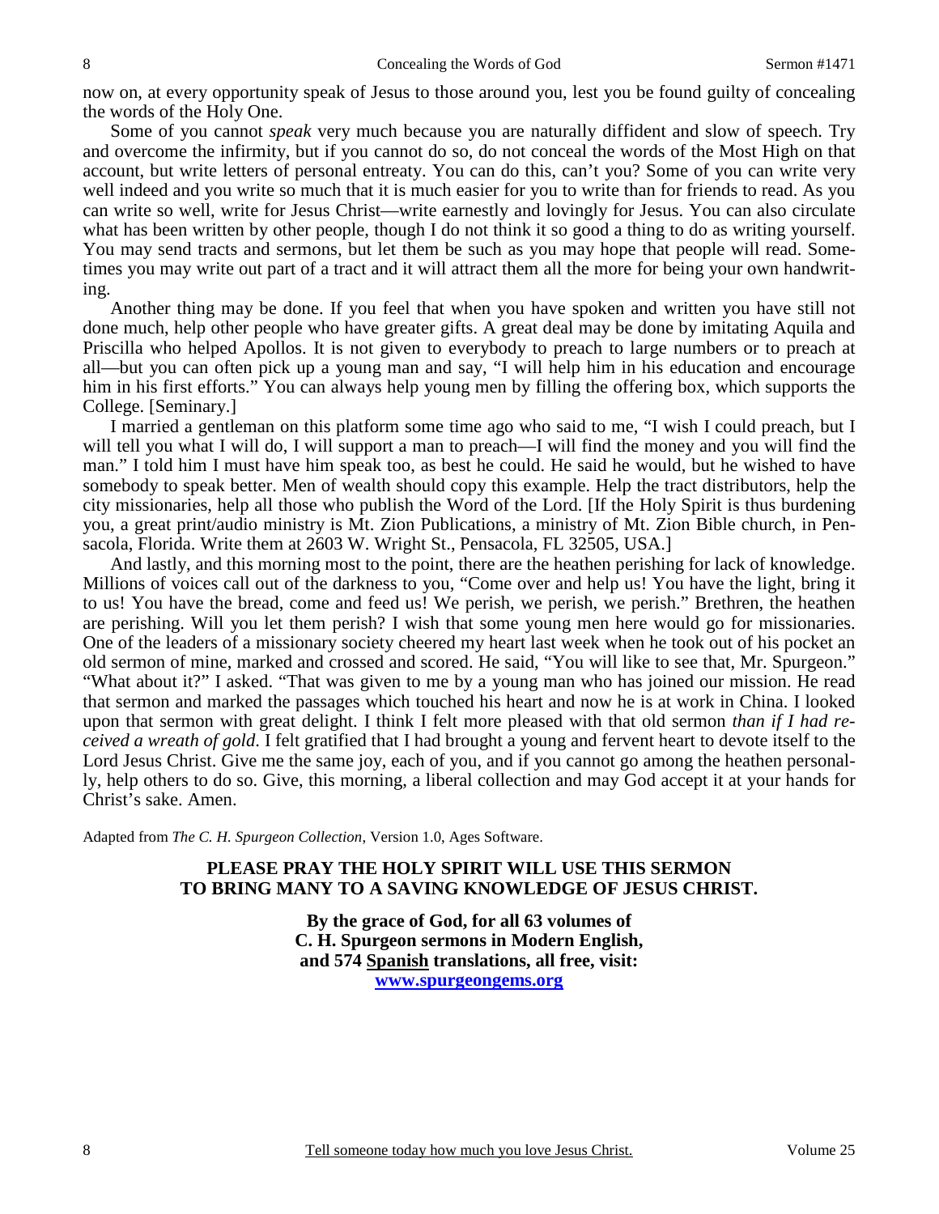now on, at every opportunity speak of Jesus to those around you, lest you be found guilty of concealing the words of the Holy One.

Some of you cannot *speak* very much because you are naturally diffident and slow of speech. Try and overcome the infirmity, but if you cannot do so, do not conceal the words of the Most High on that account, but write letters of personal entreaty. You can do this, can't you? Some of you can write very well indeed and you write so much that it is much easier for you to write than for friends to read. As you can write so well, write for Jesus Christ—write earnestly and lovingly for Jesus. You can also circulate what has been written by other people, though I do not think it so good a thing to do as writing yourself. You may send tracts and sermons, but let them be such as you may hope that people will read. Sometimes you may write out part of a tract and it will attract them all the more for being your own handwriting.

Another thing may be done. If you feel that when you have spoken and written you have still not done much, help other people who have greater gifts. A great deal may be done by imitating Aquila and Priscilla who helped Apollos. It is not given to everybody to preach to large numbers or to preach at all—but you can often pick up a young man and say, "I will help him in his education and encourage him in his first efforts." You can always help young men by filling the offering box, which supports the College. [Seminary.]

I married a gentleman on this platform some time ago who said to me, "I wish I could preach, but I will tell you what I will do, I will support a man to preach—I will find the money and you will find the man." I told him I must have him speak too, as best he could. He said he would, but he wished to have somebody to speak better. Men of wealth should copy this example. Help the tract distributors, help the city missionaries, help all those who publish the Word of the Lord. [If the Holy Spirit is thus burdening you, a great print/audio ministry is Mt. Zion Publications, a ministry of Mt. Zion Bible church, in Pensacola, Florida. Write them at 2603 W. Wright St., Pensacola, FL 32505, USA.]

And lastly, and this morning most to the point, there are the heathen perishing for lack of knowledge. Millions of voices call out of the darkness to you, "Come over and help us! You have the light, bring it to us! You have the bread, come and feed us! We perish, we perish, we perish." Brethren, the heathen are perishing. Will you let them perish? I wish that some young men here would go for missionaries. One of the leaders of a missionary society cheered my heart last week when he took out of his pocket an old sermon of mine, marked and crossed and scored. He said, "You will like to see that, Mr. Spurgeon." "What about it?" I asked. "That was given to me by a young man who has joined our mission. He read that sermon and marked the passages which touched his heart and now he is at work in China. I looked upon that sermon with great delight. I think I felt more pleased with that old sermon *than if I had received a wreath of gold*. I felt gratified that I had brought a young and fervent heart to devote itself to the Lord Jesus Christ. Give me the same joy, each of you, and if you cannot go among the heathen personally, help others to do so. Give, this morning, a liberal collection and may God accept it at your hands for Christ's sake. Amen.

Adapted from *The C. H. Spurgeon Collection*, Version 1.0, Ages Software.

**PLEASE PRAY THE HOLY SPIRIT WILL USE THIS SERMON TO BRING MANY TO A SAVING KNOWLEDGE OF JESUS CHRIST.**

**By the grace of God, for all 63 volumes of C. H. Spurgeon sermons in Modern English, and 574 Spanish translations, all free, visit: www.spurgeongems.org**